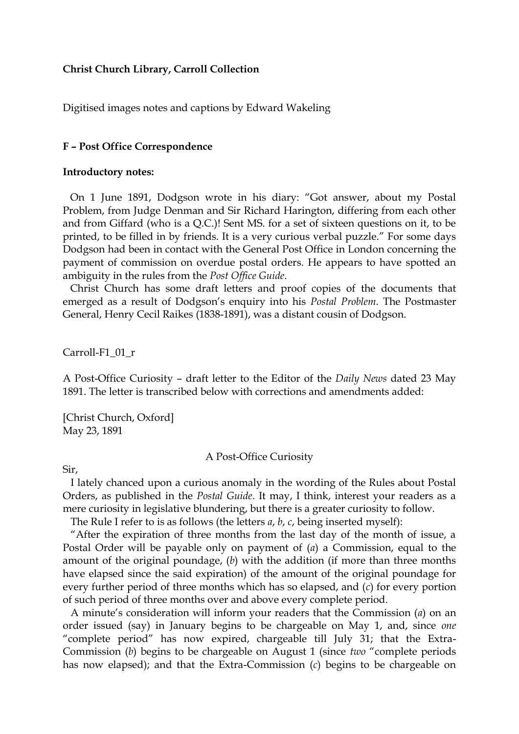**Christ Church Library, Carroll Collection**

Digitised images notes and captions by Edward Wakeling

**F – Post Office Correspondence**

**Introductory notes:**

On 1 June 1891, Dodgson wrote in his diary: "Got answer, about my Postal Problem, from Judge Denman and Sir Richard Harington, differing from each other and from Giffard (who is a Q.C.)! Sent MS. for a set of sixteen questions on it, to be printed, to be filled in by friends. It is a very curious verbal puzzle." For some days Dodgson had been in contact with the General Post Office in London concerning the payment of commission on overdue postal orders. He appears to have spotted an ambiguity in the rules from the *Post Office Guide*.

Christ Church has some draft letters and proof copies of the documents that emerged as a result of Dodgson's enquiry into his *Postal Problem*. The Postmaster General, Henry Cecil Raikes (1838-1891), was a distant cousin of Dodgson.

Carroll-F1_01_r

A Post-Office Curiosity – draft letter to the Editor of the *Daily News* dated 23 May 1891. The letter is transcribed below with corrections and amendments added:

[Christ Church, Oxford]
May 23, 1891

A Post-Office Curiosity

Sir,

I lately chanced upon a curious anomaly in the wording of the Rules about Postal Orders, as published in the *Postal Guide*. It may, I think, interest your readers as a mere curiosity in legislative blundering, but there is a greater curiosity to follow.

The Rule I refer to is as follows (the letters *a*, *b*, *c*, being inserted myself):

"After the expiration of three months from the last day of the month of issue, a Postal Order will be payable only on payment of (*a*) a Commission, equal to the amount of the original poundage, (*b*) with the addition (if more than three months have elapsed since the said expiration) of the amount of the original poundage for every further period of three months which has so elapsed, and (*c*) for every portion of such period of three months over and above every complete period.

A minute's consideration will inform your readers that the Commission (*a*) on an order issued (say) in January begins to be chargeable on May 1, and, since *one* "complete period" has now expired, chargeable till July 31; that the Extra-Commission (*b*) begins to be chargeable on August 1 (since *two* "complete periods has now elapsed); and that the Extra-Commission (*c*) begins to be chargeable on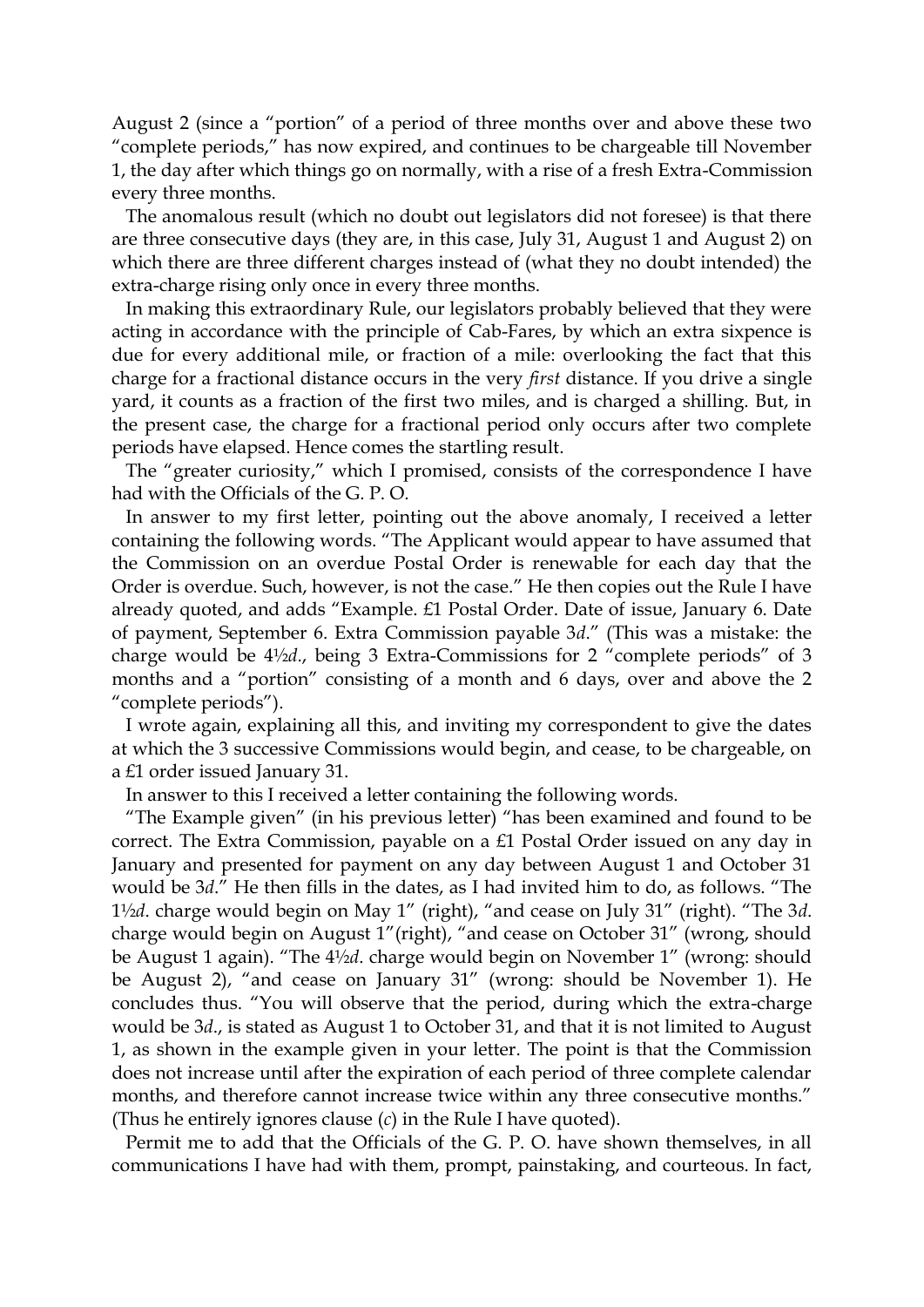August 2 (since a "portion" of a period of three months over and above these two "complete periods," has now expired, and continues to be chargeable till November 1, the day after which things go on normally, with a rise of a fresh Extra-Commission every three months.

The anomalous result (which no doubt out legislators did not foresee) is that there are three consecutive days (they are, in this case, July 31, August 1 and August 2) on which there are three different charges instead of (what they no doubt intended) the extra-charge rising only once in every three months.

In making this extraordinary Rule, our legislators probably believed that they were acting in accordance with the principle of Cab-Fares, by which an extra sixpence is due for every additional mile, or fraction of a mile: overlooking the fact that this charge for a fractional distance occurs in the very *first* distance. If you drive a single yard, it counts as a fraction of the first two miles, and is charged a shilling. But, in the present case, the charge for a fractional period only occurs after two complete periods have elapsed. Hence comes the startling result.

The "greater curiosity," which I promised, consists of the correspondence I have had with the Officials of the G. P. O.

In answer to my first letter, pointing out the above anomaly, I received a letter containing the following words. "The Applicant would appear to have assumed that the Commission on an overdue Postal Order is renewable for each day that the Order is overdue. Such, however, is not the case." He then copies out the Rule I have already quoted, and adds "Example. £1 Postal Order. Date of issue, January 6. Date of payment, September 6. Extra Commission payable 3*d*." (This was a mistake: the charge would be 4½*d*., being 3 Extra-Commissions for 2 "complete periods" of 3 months and a "portion" consisting of a month and 6 days, over and above the 2 "complete periods").

I wrote again, explaining all this, and inviting my correspondent to give the dates at which the 3 successive Commissions would begin, and cease, to be chargeable, on a £1 order issued January 31.

In answer to this I received a letter containing the following words.

"The Example given" (in his previous letter) "has been examined and found to be correct. The Extra Commission, payable on a £1 Postal Order issued on any day in January and presented for payment on any day between August 1 and October 31 would be 3*d*." He then fills in the dates, as I had invited him to do, as follows. "The 1½*d*. charge would begin on May 1" (right), "and cease on July 31" (right). "The 3*d*. charge would begin on August 1"(right), "and cease on October 31" (wrong, should be August 1 again). "The 4½*d*. charge would begin on November 1" (wrong: should be August 2), "and cease on January 31" (wrong: should be November 1). He concludes thus. "You will observe that the period, during which the extra-charge would be 3*d*., is stated as August 1 to October 31, and that it is not limited to August 1, as shown in the example given in your letter. The point is that the Commission does not increase until after the expiration of each period of three complete calendar months, and therefore cannot increase twice within any three consecutive months." (Thus he entirely ignores clause (*c*) in the Rule I have quoted).

Permit me to add that the Officials of the G. P. O. have shown themselves, in all communications I have had with them, prompt, painstaking, and courteous. In fact,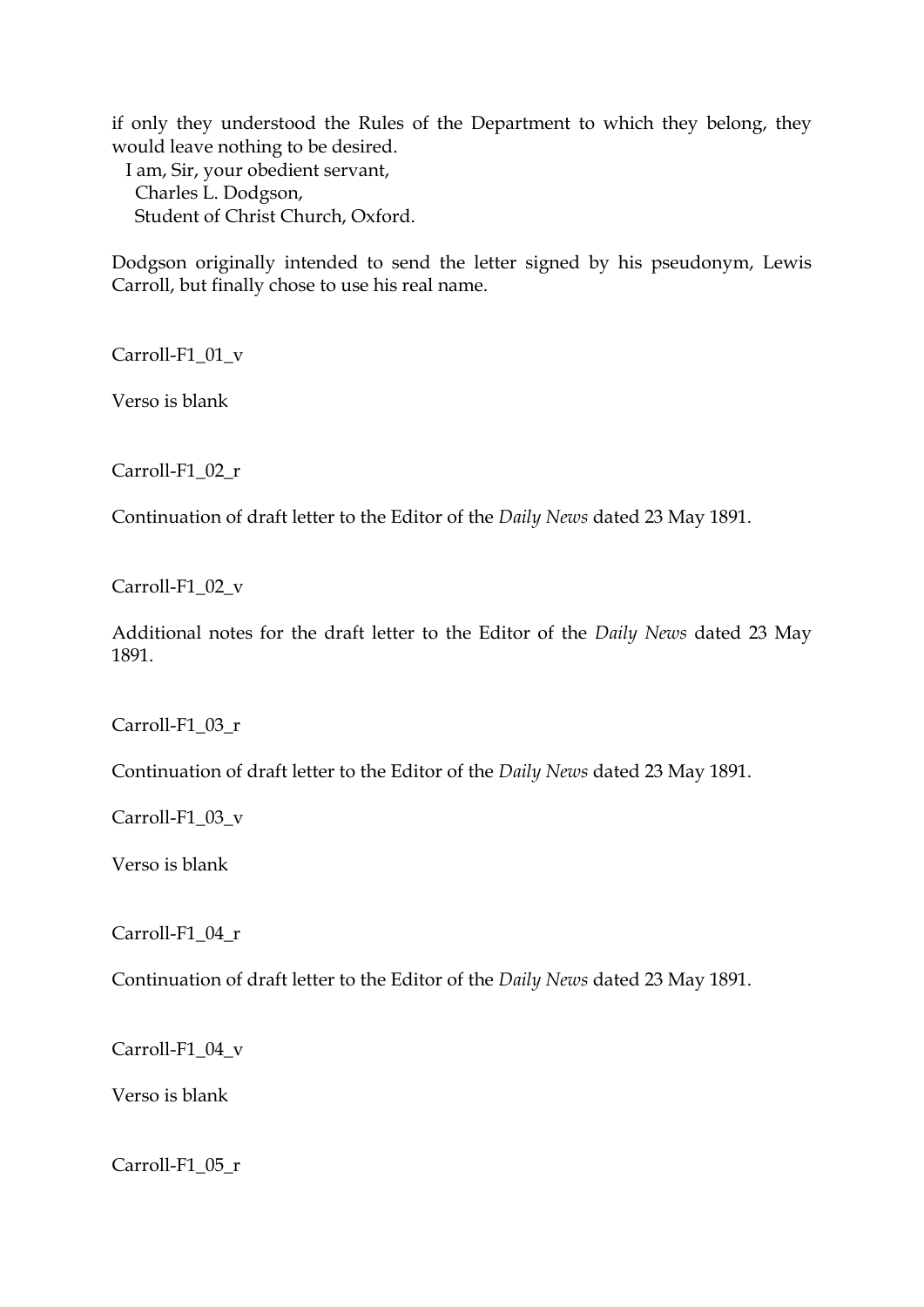if only they understood the Rules of the Department to which they belong, they would leave nothing to be desired.

I am, Sir, your obedient servant,
Charles L. Dodgson,
Student of Christ Church, Oxford.

Dodgson originally intended to send the letter signed by his pseudonym, Lewis Carroll, but finally chose to use his real name.

Carroll-F1_01_v

Verso is blank

Carroll-F1_02_r

Continuation of draft letter to the Editor of the *Daily News* dated 23 May 1891.

Carroll-F1_02_v

Additional notes for the draft letter to the Editor of the *Daily News* dated 23 May 1891.

Carroll-F1_03_r

Continuation of draft letter to the Editor of the *Daily News* dated 23 May 1891.

Carroll-F1_03_v

Verso is blank

Carroll-F1_04_r

Continuation of draft letter to the Editor of the *Daily News* dated 23 May 1891.

Carroll-F1_04_v

Verso is blank

Carroll-F1_05_r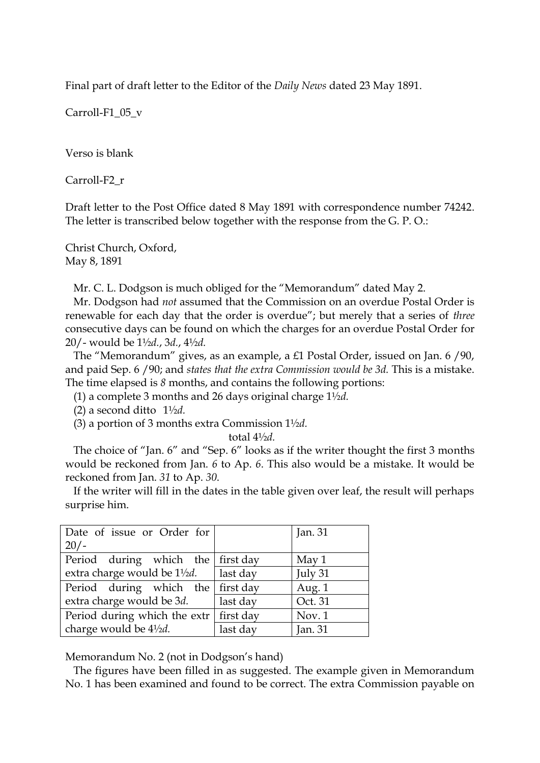Final part of draft letter to the Editor of the *Daily News* dated 23 May 1891.

Carroll-F1_05_v

Verso is blank

Carroll-F2_r

Draft letter to the Post Office dated 8 May 1891 with correspondence number 74242. The letter is transcribed below together with the response from the G. P. O.:

Christ Church, Oxford,
May 8, 1891

Mr. C. L. Dodgson is much obliged for the "Memorandum" dated May 2.

Mr. Dodgson had *not* assumed that the Commission on an overdue Postal Order is renewable for each day that the order is overdue"; but merely that a series of *three* consecutive days can be found on which the charges for an overdue Postal Order for 20/- would be 1½*d.*, 3*d.*, 4½*d.*

The "Memorandum" gives, as an example, a £1 Postal Order, issued on Jan. 6 /90, and paid Sep. 6 /90; and *states that the extra Commission would be 3d.* This is a mistake. The time elapsed is *8* months, and contains the following portions:

(1) a complete 3 months and 26 days original charge 1½*d.*

(2) a second ditto 1½*d.*

(3) a portion of 3 months extra Commission 1½*d.*

total 4½*d.*

The choice of "Jan. 6" and "Sep. 6" looks as if the writer thought the first 3 months would be reckoned from Jan. *6* to Ap. *6*. This also would be a mistake. It would be reckoned from Jan. *31* to Ap. *30*.

If the writer will fill in the dates in the table given over leaf, the result will perhaps surprise him.

| Date of issue or Order for 20/- | | Jan. 31 |
|---|---|---|
| Period during which the extra charge would be 1½*d.* | first day | May 1 |
| | last day | July 31 |
| Period during which the extra charge would be 3*d.* | first day | Aug. 1 |
| | last day | Oct. 31 |
| Period during which the extr charge would be 4½*d.* | first day | Nov. 1 |
| | last day | Jan. 31 |

Memorandum No. 2 (not in Dodgson's hand)

The figures have been filled in as suggested. The example given in Memorandum No. 1 has been examined and found to be correct. The extra Commission payable on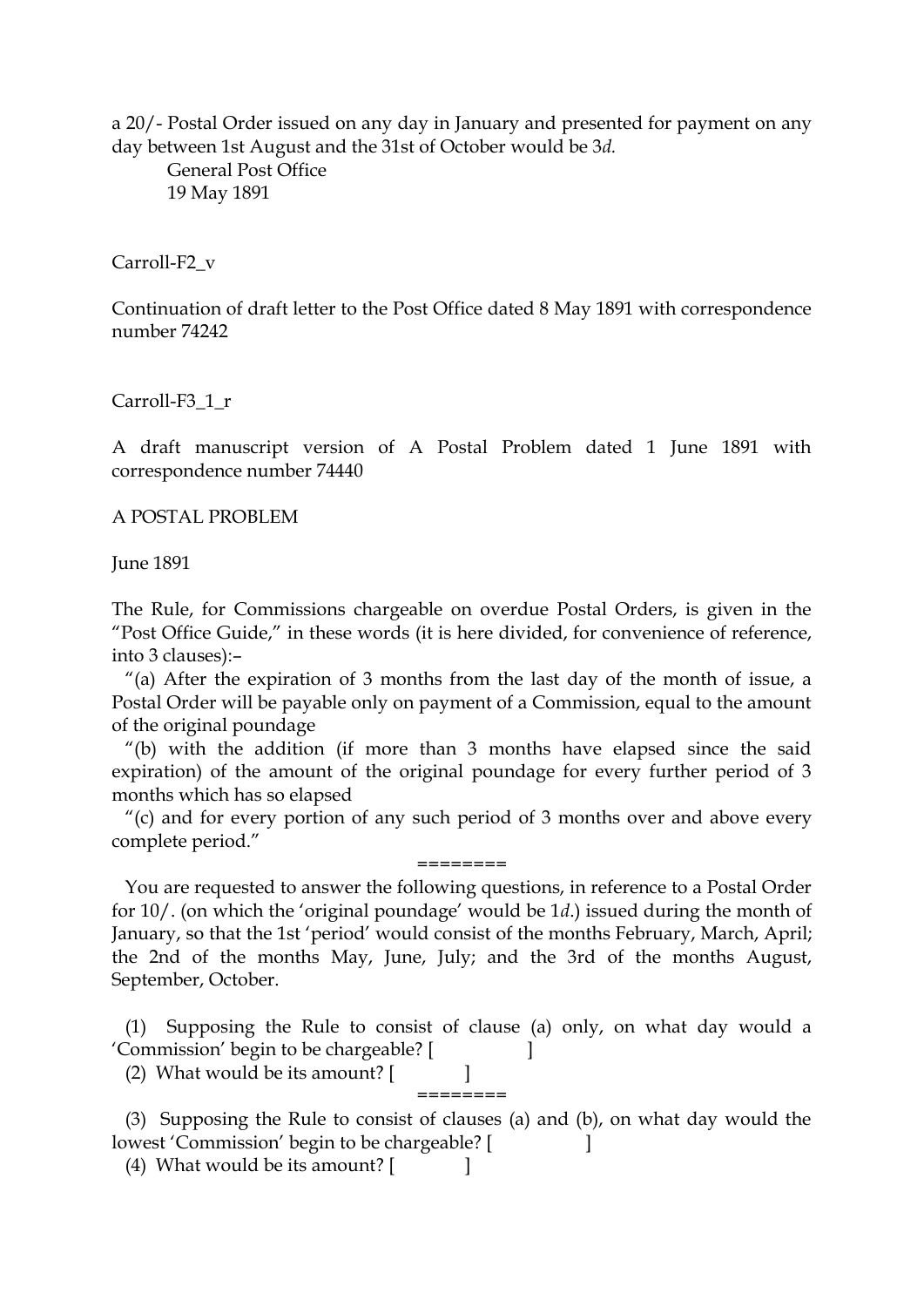a 20/- Postal Order issued on any day in January and presented for payment on any day between 1st August and the 31st of October would be 3*d.*

General Post Office
19 May 1891

Carroll-F2_v

Continuation of draft letter to the Post Office dated 8 May 1891 with correspondence number 74242

Carroll-F3_1_r

A draft manuscript version of A Postal Problem dated 1 June 1891 with correspondence number 74440

A POSTAL PROBLEM

June 1891

The Rule, for Commissions chargeable on overdue Postal Orders, is given in the "Post Office Guide," in these words (it is here divided, for convenience of reference, into 3 clauses):–

"(a) After the expiration of 3 months from the last day of the month of issue, a Postal Order will be payable only on payment of a Commission, equal to the amount of the original poundage

"(b) with the addition (if more than 3 months have elapsed since the said expiration) of the amount of the original poundage for every further period of 3 months which has so elapsed

"(c) and for every portion of any such period of 3 months over and above every complete period."

========

You are requested to answer the following questions, in reference to a Postal Order for 10/. (on which the 'original poundage' would be 1*d.*) issued during the month of January, so that the 1st 'period' would consist of the months February, March, April; the 2nd of the months May, June, July; and the 3rd of the months August, September, October.

(1) Supposing the Rule to consist of clause (a) only, on what day would a 'Commission' begin to be chargeable? [ ]

(2) What would be its amount? [ ]

========

(3) Supposing the Rule to consist of clauses (a) and (b), on what day would the lowest 'Commission' begin to be chargeable? [ ]

(4) What would be its amount? [ ]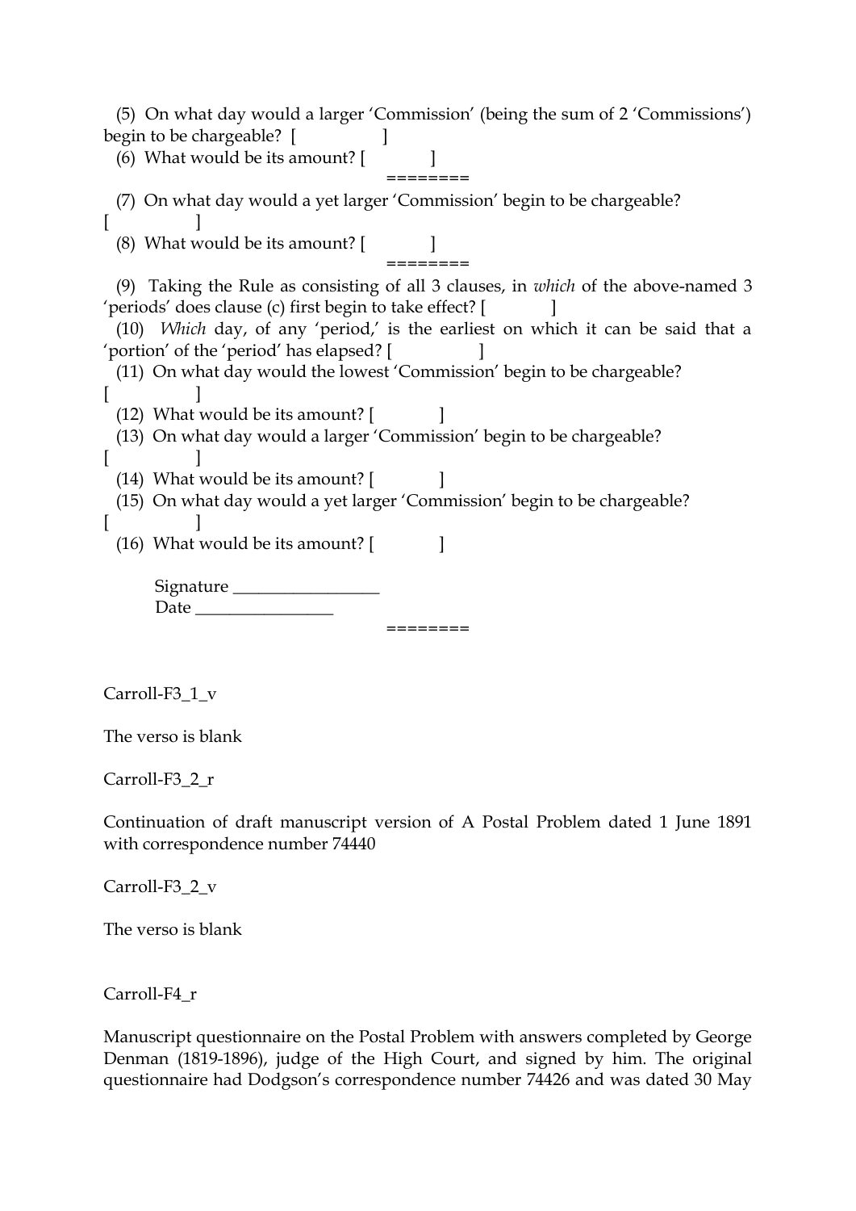(5) On what day would a larger ‘Commission’ (being the sum of 2 ‘Commissions’) begin to be chargeable? [ ]

(6) What would be its amount? [ ]

========

(7) On what day would a yet larger ‘Commission’ begin to be chargeable? [ ]

(8) What would be its amount? [ ]

========

(9) Taking the Rule as consisting of all 3 clauses, in *which* of the above-named 3 ‘periods’ does clause (c) first begin to take effect? [ ]

(10) *Which* day, of any ‘period,’ is the earliest on which it can be said that a ‘portion’ of the ‘period’ has elapsed? [ ]

(11) On what day would the lowest ‘Commission’ begin to be chargeable? [ ]

(12) What would be its amount? [ ]

(13) On what day would a larger ‘Commission’ begin to be chargeable? [ ]

(14) What would be its amount? [ ]

(15) On what day would a yet larger ‘Commission’ begin to be chargeable? [ ]

(16) What would be its amount? [ ]

Signature _________________

Date ________________

========

Carroll-F3_1_v

The verso is blank

Carroll-F3_2_r

Continuation of draft manuscript version of A Postal Problem dated 1 June 1891 with correspondence number 74440

Carroll-F3_2_v

The verso is blank

Carroll-F4_r

Manuscript questionnaire on the Postal Problem with answers completed by George Denman (1819-1896), judge of the High Court, and signed by him. The original questionnaire had Dodgson’s correspondence number 74426 and was dated 30 May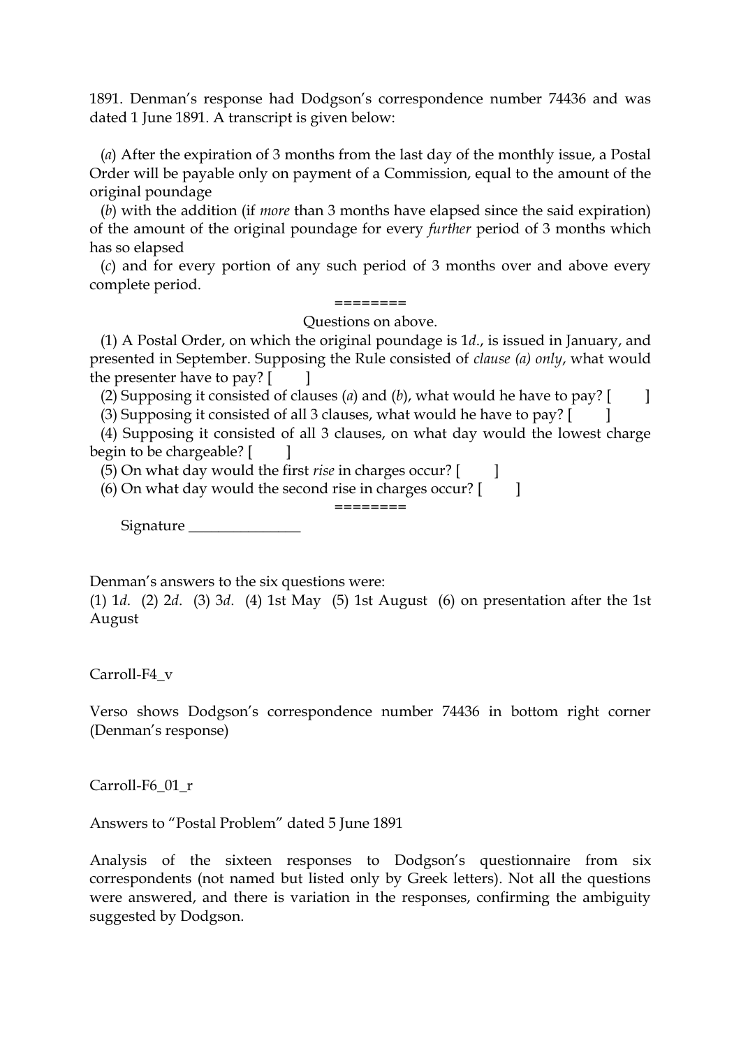1891. Denman's response had Dodgson's correspondence number 74436 and was dated 1 June 1891. A transcript is given below:

(*a*) After the expiration of 3 months from the last day of the monthly issue, a Postal Order will be payable only on payment of a Commission, equal to the amount of the original poundage

(*b*) with the addition (if *more* than 3 months have elapsed since the said expiration) of the amount of the original poundage for every *further* period of 3 months which has so elapsed

(*c*) and for every portion of any such period of 3 months over and above every complete period.

========

Questions on above.

(1) A Postal Order, on which the original poundage is 1*d*., is issued in January, and presented in September. Supposing the Rule consisted of *clause (a) only*, what would the presenter have to pay? [        ]

(2) Supposing it consisted of clauses (*a*) and (*b*), what would he have to pay? [        ]

(3) Supposing it consisted of all 3 clauses, what would he have to pay? [        ]

(4) Supposing it consisted of all 3 clauses, on what day would the lowest charge begin to be chargeable? [        ]

(5) On what day would the first *rise* in charges occur? [        ]

(6) On what day would the second rise in charges occur? [        ]

========

Signature _______________

Denman's answers to the six questions were:
(1) 1*d*. (2) 2*d*. (3) 3*d*. (4) 1st May (5) 1st August (6) on presentation after the 1st August

Carroll-F4_v

Verso shows Dodgson's correspondence number 74436 in bottom right corner (Denman's response)

Carroll-F6_01_r

Answers to "Postal Problem" dated 5 June 1891

Analysis of the sixteen responses to Dodgson's questionnaire from six correspondents (not named but listed only by Greek letters). Not all the questions were answered, and there is variation in the responses, confirming the ambiguity suggested by Dodgson.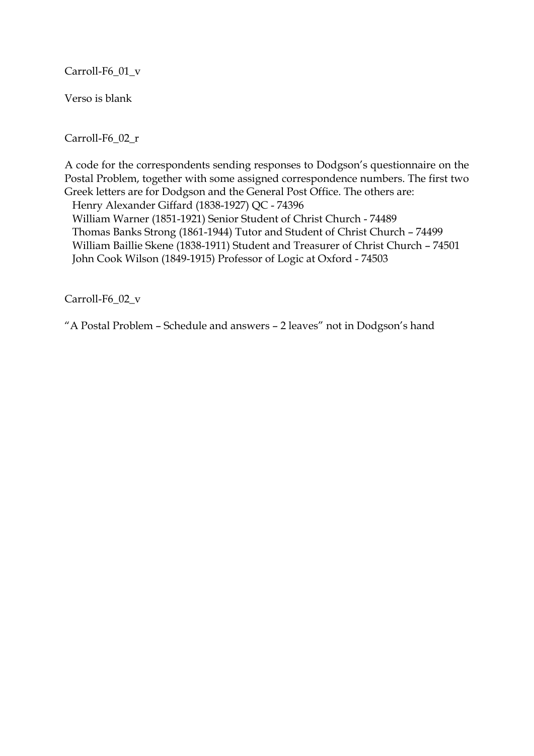Carroll-F6_01_v

Verso is blank

Carroll-F6_02_r

A code for the correspondents sending responses to Dodgson's questionnaire on the Postal Problem, together with some assigned correspondence numbers. The first two Greek letters are for Dodgson and the General Post Office. The others are:

Henry Alexander Giffard (1838-1927) QC - 74396
William Warner (1851-1921) Senior Student of Christ Church - 74489
Thomas Banks Strong (1861-1944) Tutor and Student of Christ Church – 74499
William Baillie Skene (1838-1911) Student and Treasurer of Christ Church – 74501
John Cook Wilson (1849-1915) Professor of Logic at Oxford - 74503

Carroll-F6_02_v

"A Postal Problem – Schedule and answers – 2 leaves" not in Dodgson's hand